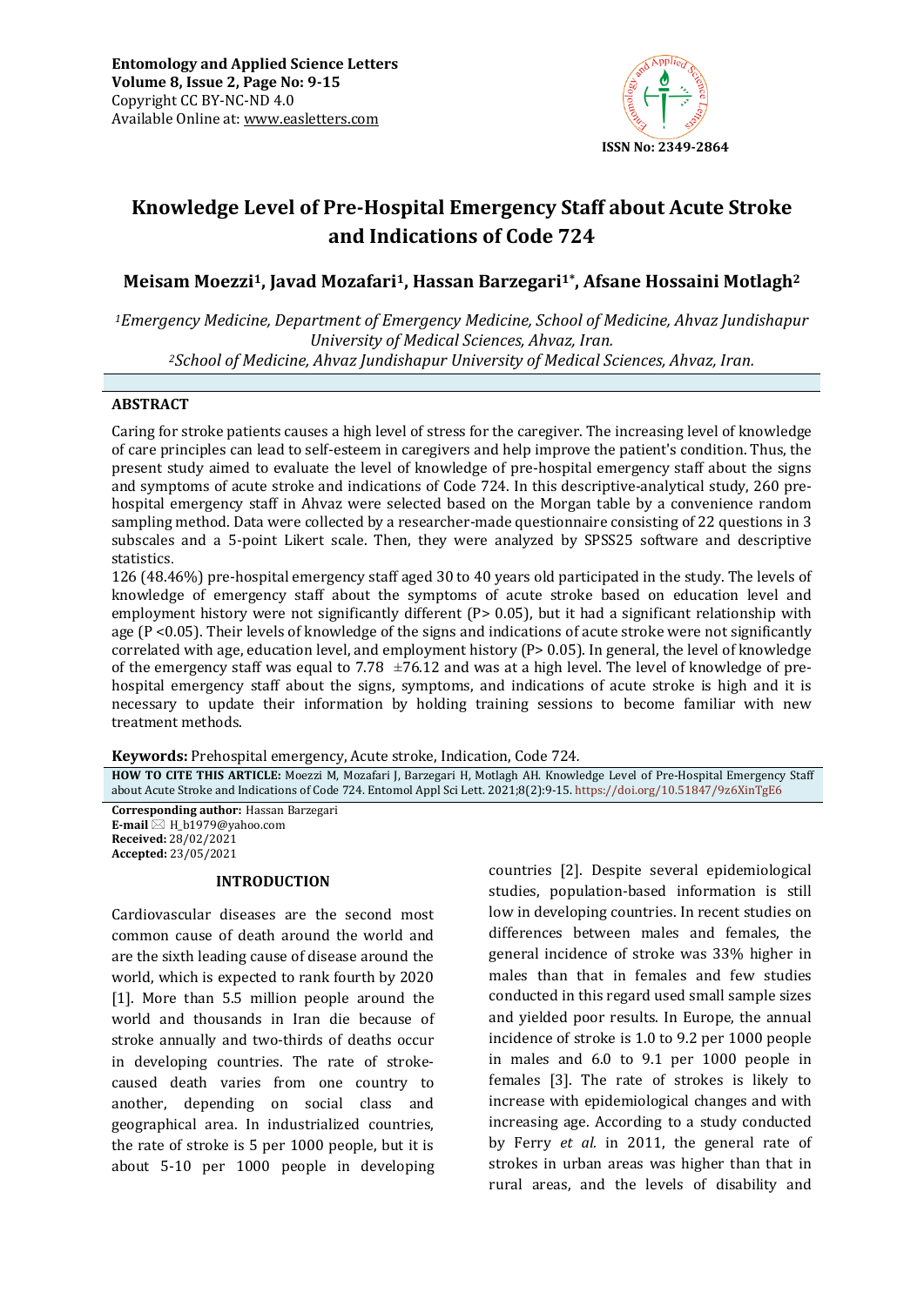**Entomology and Applied Science Letters**
**Volume 8, Issue 2, Page No: 9-15**
Copyright CC BY-NC-ND 4.0
Available Online at: www.easletters.com

**ISSN No: 2349-2864**

# Knowledge Level of Pre-Hospital Emergency Staff about Acute Stroke and Indications of Code 724

**Meisam Moezzi[1], Javad Mozafari[1], Hassan Barzegari[1*], Afsane Hossaini Motlagh[2]**

*[1]Emergency Medicine, Department of Emergency Medicine, School of Medicine, Ahvaz Jundishapur University of Medical Sciences, Ahvaz, Iran.*
*[2]School of Medicine, Ahvaz Jundishapur University of Medical Sciences, Ahvaz, Iran.*

## ABSTRACT

Caring for stroke patients causes a high level of stress for the caregiver. The increasing level of knowledge of care principles can lead to self-esteem in caregivers and help improve the patient's condition. Thus, the present study aimed to evaluate the level of knowledge of pre-hospital emergency staff about the signs and symptoms of acute stroke and indications of Code 724. In this descriptive-analytical study, 260 pre-hospital emergency staff in Ahvaz were selected based on the Morgan table by a convenience random sampling method. Data were collected by a researcher-made questionnaire consisting of 22 questions in 3 subscales and a 5-point Likert scale. Then, they were analyzed by SPSS25 software and descriptive statistics.

126 (48.46%) pre-hospital emergency staff aged 30 to 40 years old participated in the study. The levels of knowledge of emergency staff about the symptoms of acute stroke based on education level and employment history were not significantly different ($P > 0.05$), but it had a significant relationship with age ($P < 0.05$). Their levels of knowledge of the signs and indications of acute stroke were not significantly correlated with age, education level, and employment history ($P > 0.05$). In general, the level of knowledge of the emergency staff was equal to 7.78 ±76.12 and was at a high level. The level of knowledge of pre-hospital emergency staff about the signs, symptoms, and indications of acute stroke is high and it is necessary to update their information by holding training sessions to become familiar with new treatment methods.

**Keywords:** Prehospital emergency, Acute stroke, Indication, Code 724.

**HOW TO CITE THIS ARTICLE:** Moezzi M, Mozafari J, Barzegari H, Motlagh AH. Knowledge Level of Pre-Hospital Emergency Staff about Acute Stroke and Indications of Code 724. Entomol Appl Sci Lett. 2021;8(2):9-15. https://doi.org/10.51847/9z6XinTgE6

**Corresponding author:** Hassan Barzegari
**E-mail** H_b1979@yahoo.com
**Received:** 28/02/2021
**Accepted:** 23/05/2021

## INTRODUCTION

Cardiovascular diseases are the second most common cause of death around the world and are the sixth leading cause of disease around the world, which is expected to rank fourth by 2020 [1]. More than 5.5 million people around the world and thousands in Iran die because of stroke annually and two-thirds of deaths occur in developing countries. The rate of stroke-caused death varies from one country to another, depending on social class and geographical area. In industrialized countries, the rate of stroke is 5 per 1000 people, but it is about 5-10 per 1000 people in developing countries [2]. Despite several epidemiological studies, population-based information is still low in developing countries. In recent studies on differences between males and females, the general incidence of stroke was 33% higher in males than that in females and few studies conducted in this regard used small sample sizes and yielded poor results. In Europe, the annual incidence of stroke is 1.0 to 9.2 per 1000 people in males and 6.0 to 9.1 per 1000 people in females [3]. The rate of strokes is likely to increase with epidemiological changes and with increasing age. According to a study conducted by Ferry *et al.* in 2011, the general rate of strokes in urban areas was higher than that in rural areas, and the levels of disability and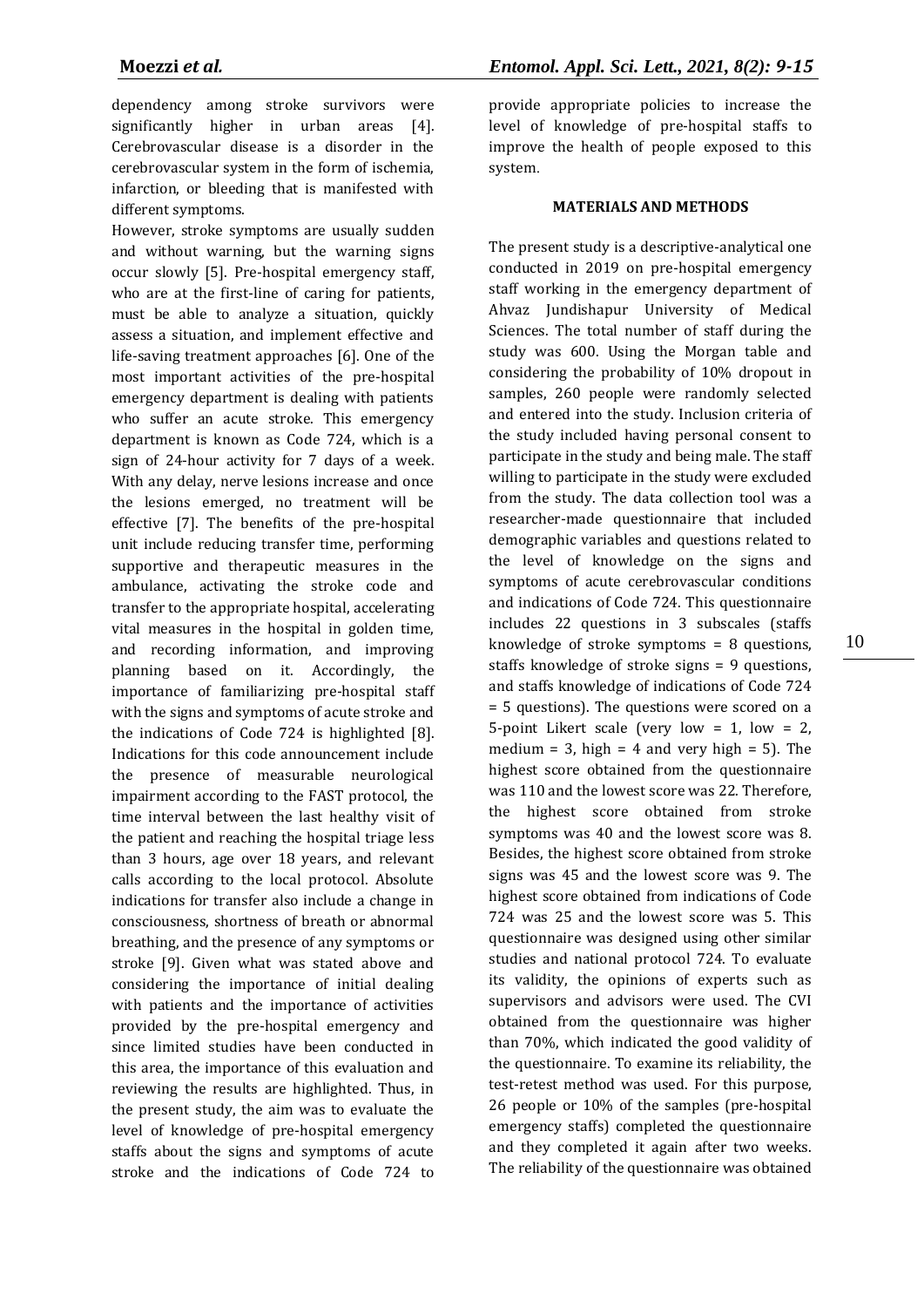dependency among stroke survivors were significantly higher in urban areas [4]. Cerebrovascular disease is a disorder in the cerebrovascular system in the form of ischemia, infarction, or bleeding that is manifested with different symptoms.

However, stroke symptoms are usually sudden and without warning, but the warning signs occur slowly [5]. Pre-hospital emergency staff, who are at the first-line of caring for patients, must be able to analyze a situation, quickly assess a situation, and implement effective and life-saving treatment approaches [6]. One of the most important activities of the pre-hospital emergency department is dealing with patients who suffer an acute stroke. This emergency department is known as Code 724, which is a sign of 24-hour activity for 7 days of a week. With any delay, nerve lesions increase and once the lesions emerged, no treatment will be effective [7]. The benefits of the pre-hospital unit include reducing transfer time, performing supportive and therapeutic measures in the ambulance, activating the stroke code and transfer to the appropriate hospital, accelerating vital measures in the hospital in golden time, and recording information, and improving planning based on it. Accordingly, the importance of familiarizing pre-hospital staff with the signs and symptoms of acute stroke and the indications of Code 724 is highlighted [8]. Indications for this code announcement include the presence of measurable neurological impairment according to the FAST protocol, the time interval between the last healthy visit of the patient and reaching the hospital triage less than 3 hours, age over 18 years, and relevant calls according to the local protocol. Absolute indications for transfer also include a change in consciousness, shortness of breath or abnormal breathing, and the presence of any symptoms or stroke [9]. Given what was stated above and considering the importance of initial dealing with patients and the importance of activities provided by the pre-hospital emergency and since limited studies have been conducted in this area, the importance of this evaluation and reviewing the results are highlighted. Thus, in the present study, the aim was to evaluate the level of knowledge of pre-hospital emergency staffs about the signs and symptoms of acute stroke and the indications of Code 724 to provide appropriate policies to increase the level of knowledge of pre-hospital staffs to improve the health of people exposed to this system.

## MATERIALS AND METHODS

The present study is a descriptive-analytical one conducted in 2019 on pre-hospital emergency staff working in the emergency department of Ahvaz Jundishapur University of Medical Sciences. The total number of staff during the study was 600. Using the Morgan table and considering the probability of 10% dropout in samples, 260 people were randomly selected and entered into the study. Inclusion criteria of the study included having personal consent to participate in the study and being male. The staff willing to participate in the study were excluded from the study. The data collection tool was a researcher-made questionnaire that included demographic variables and questions related to the level of knowledge on the signs and symptoms of acute cerebrovascular conditions and indications of Code 724. This questionnaire includes 22 questions in 3 subscales (staffs knowledge of stroke symptoms = 8 questions, staffs knowledge of stroke signs = 9 questions, and staffs knowledge of indications of Code 724 = 5 questions). The questions were scored on a 5-point Likert scale (very low = 1, low = 2, medium = 3, high = 4 and very high = 5). The highest score obtained from the questionnaire was 110 and the lowest score was 22. Therefore, the highest score obtained from stroke symptoms was 40 and the lowest score was 8. Besides, the highest score obtained from stroke signs was 45 and the lowest score was 9. The highest score obtained from indications of Code 724 was 25 and the lowest score was 5. This questionnaire was designed using other similar studies and national protocol 724. To evaluate its validity, the opinions of experts such as supervisors and advisors were used. The CVI obtained from the questionnaire was higher than 70%, which indicated the good validity of the questionnaire. To examine its reliability, the test-retest method was used. For this purpose, 26 people or 10% of the samples (pre-hospital emergency staffs) completed the questionnaire and they completed it again after two weeks. The reliability of the questionnaire was obtained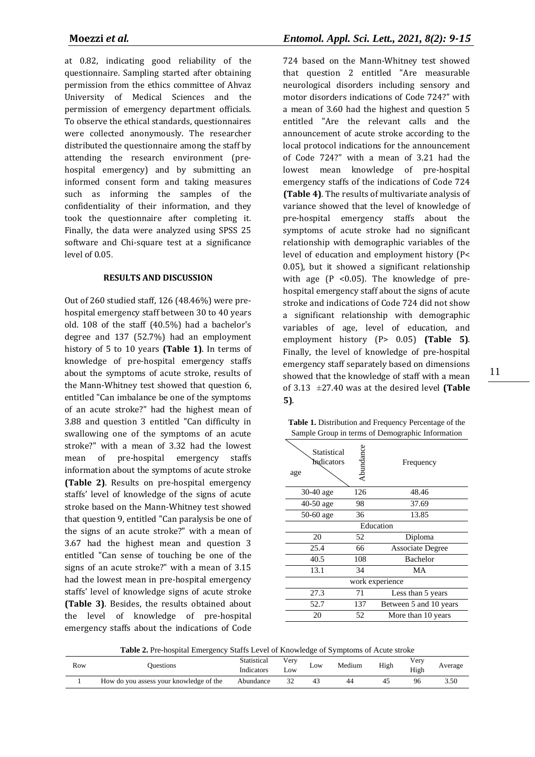at 0.82, indicating good reliability of the questionnaire. Sampling started after obtaining permission from the ethics committee of Ahvaz University of Medical Sciences and the permission of emergency department officials. To observe the ethical standards, questionnaires were collected anonymously. The researcher distributed the questionnaire among the staff by attending the research environment (pre-hospital emergency) and by submitting an informed consent form and taking measures such as informing the samples of the confidentiality of their information, and they took the questionnaire after completing it. Finally, the data were analyzed using SPSS 25 software and Chi-square test at a significance level of 0.05.

## RESULTS AND DISCUSSION

Out of 260 studied staff, 126 (48.46%) were pre-hospital emergency staff between 30 to 40 years old. 108 of the staff (40.5%) had a bachelor's degree and 137 (52.7%) had an employment history of 5 to 10 years **(Table 1)**. In terms of knowledge of pre-hospital emergency staffs about the symptoms of acute stroke, results of the Mann-Whitney test showed that question 6, entitled "Can imbalance be one of the symptoms of an acute stroke?" had the highest mean of 3.88 and question 3 entitled "Can difficulty in swallowing one of the symptoms of an acute stroke?" with a mean of 3.32 had the lowest mean of pre-hospital emergency staffs information about the symptoms of acute stroke **(Table 2)**. Results on pre-hospital emergency staffs' level of knowledge of the signs of acute stroke based on the Mann-Whitney test showed that question 9, entitled "Can paralysis be one of the signs of an acute stroke?" with a mean of 3.67 had the highest mean and question 3 entitled "Can sense of touching be one of the signs of an acute stroke?" with a mean of 3.15 had the lowest mean in pre-hospital emergency staffs' level of knowledge signs of acute stroke **(Table 3)**. Besides, the results obtained about the level of knowledge of pre-hospital emergency staffs about the indications of Code 724 based on the Mann-Whitney test showed that question 2 entitled "Are measurable neurological disorders including sensory and motor disorders indications of Code 724?" with a mean of 3.60 had the highest and question 5 entitled "Are the relevant calls and the announcement of acute stroke according to the local protocol indications for the announcement of Code 724?" with a mean of 3.21 had the lowest mean knowledge of pre-hospital emergency staffs of the indications of Code 724 **(Table 4)**. The results of multivariate analysis of variance showed that the level of knowledge of pre-hospital emergency staffs about the symptoms of acute stroke had no significant relationship with demographic variables of the level of education and employment history ($P < 0.05$), but it showed a significant relationship with age ($P < 0.05$). The knowledge of pre-hospital emergency staff about the signs of acute stroke and indications of Code 724 did not show a significant relationship with demographic variables of age, level of education, and employment history ($P > 0.05$) **(Table 5)**. Finally, the level of knowledge of pre-hospital emergency staff separately based on dimensions showed that the knowledge of staff with a mean of 3.13 ±27.40 was at the desired level **(Table 5)**.

**Table 1.** Distribution and Frequency Percentage of the Sample Group in terms of Demographic Information

| Statistical Indicators / age | Abundance | Frequency |
|---|---|---|
| 30-40 age | 126 | 48.46 |
| 40-50 age | 98 | 37.69 |
| 50-60 age | 36 | 13.85 |
| Education | | |
| 20 | 52 | Diploma |
| 25.4 | 66 | Associate Degree |
| 40.5 | 108 | Bachelor |
| 13.1 | 34 | MA |
| work experience | | |
| 27.3 | 71 | Less than 5 years |
| 52.7 | 137 | Between 5 and 10 years |
| 20 | 52 | More than 10 years |

**Table 2.** Pre-hospital Emergency Staffs Level of Knowledge of Symptoms of Acute stroke

| Row | Questions | Statistical Indicators | Very Low | Low | Medium | High | Very High | Average |
|---|---|---|---|---|---|---|---|---|
| 1 | How do you assess your knowledge of the | Abundance | 32 | 43 | 44 | 45 | 96 | 3.50 |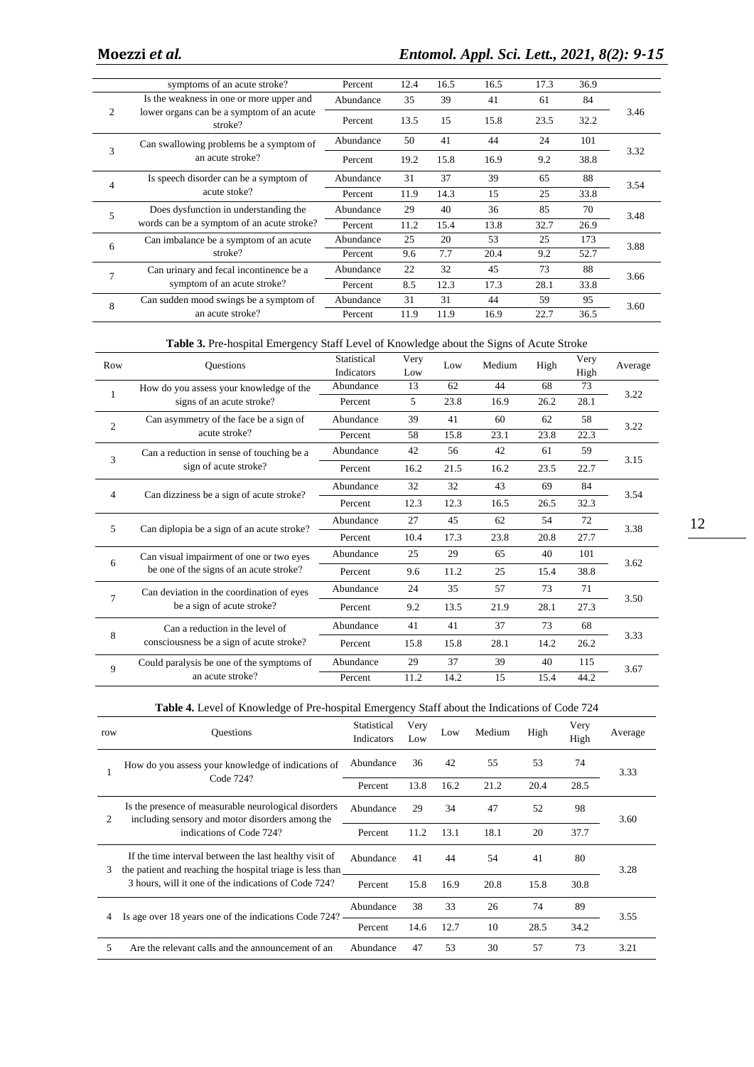| | symptoms of an acute stroke? | Percent | 12.4 | 16.5 | 16.5 | 17.3 | 36.9 | |
|---|---|---|---|---|---|---|---|---|
| 2 | Is the weakness in one or more upper and lower organs can be a symptom of an acute stroke? | Abundance | 35 | 39 | 41 | 61 | 84 | 3.46 |
| | | Percent | 13.5 | 15 | 15.8 | 23.5 | 32.2 | |
| 3 | Can swallowing problems be a symptom of an acute stroke? | Abundance | 50 | 41 | 44 | 24 | 101 | 3.32 |
| | | Percent | 19.2 | 15.8 | 16.9 | 9.2 | 38.8 | |
| 4 | Is speech disorder can be a symptom of acute stoke? | Abundance | 31 | 37 | 39 | 65 | 88 | 3.54 |
| | | Percent | 11.9 | 14.3 | 15 | 25 | 33.8 | |
| 5 | Does dysfunction in understanding the words can be a symptom of an acute stroke? | Abundance | 29 | 40 | 36 | 85 | 70 | 3.48 |
| | | Percent | 11.2 | 15.4 | 13.8 | 32.7 | 26.9 | |
| 6 | Can imbalance be a symptom of an acute stroke? | Abundance | 25 | 20 | 53 | 25 | 173 | 3.88 |
| | | Percent | 9.6 | 7.7 | 20.4 | 9.2 | 52.7 | |
| 7 | Can urinary and fecal incontinence be a symptom of an acute stroke? | Abundance | 22 | 32 | 45 | 73 | 88 | 3.66 |
| | | Percent | 8.5 | 12.3 | 17.3 | 28.1 | 33.8 | |
| 8 | Can sudden mood swings be a symptom of an acute stroke? | Abundance | 31 | 31 | 44 | 59 | 95 | 3.60 |
| | | Percent | 11.9 | 11.9 | 16.9 | 22.7 | 36.5 | |

**Table 3.** Pre-hospital Emergency Staff Level of Knowledge about the Signs of Acute Stroke

| Row | Questions | Statistical Indicators | Very Low | Low | Medium | High | Very High | Average |
|---|---|---|---|---|---|---|---|---|
| 1 | How do you assess your knowledge of the signs of an acute stroke? | Abundance | 13 | 62 | 44 | 68 | 73 | 3.22 |
| | | Percent | 5 | 23.8 | 16.9 | 26.2 | 28.1 | |
| 2 | Can asymmetry of the face be a sign of acute stroke? | Abundance | 39 | 41 | 60 | 62 | 58 | 3.22 |
| | | Percent | 58 | 15.8 | 23.1 | 23.8 | 22.3 | |
| 3 | Can a reduction in sense of touching be a sign of acute stroke? | Abundance | 42 | 56 | 42 | 61 | 59 | 3.15 |
| | | Percent | 16.2 | 21.5 | 16.2 | 23.5 | 22.7 | |
| 4 | Can dizziness be a sign of acute stroke? | Abundance | 32 | 32 | 43 | 69 | 84 | 3.54 |
| | | Percent | 12.3 | 12.3 | 16.5 | 26.5 | 32.3 | |
| 5 | Can diplopia be a sign of an acute stroke? | Abundance | 27 | 45 | 62 | 54 | 72 | 3.38 |
| | | Percent | 10.4 | 17.3 | 23.8 | 20.8 | 27.7 | |
| 6 | Can visual impairment of one or two eyes be one of the signs of an acute stroke? | Abundance | 25 | 29 | 65 | 40 | 101 | 3.62 |
| | | Percent | 9.6 | 11.2 | 25 | 15.4 | 38.8 | |
| 7 | Can deviation in the coordination of eyes be a sign of acute stroke? | Abundance | 24 | 35 | 57 | 73 | 71 | 3.50 |
| | | Percent | 9.2 | 13.5 | 21.9 | 28.1 | 27.3 | |
| 8 | Can a reduction in the level of consciousness be a sign of acute stroke? | Abundance | 41 | 41 | 37 | 73 | 68 | 3.33 |
| | | Percent | 15.8 | 15.8 | 28.1 | 14.2 | 26.2 | |
| 9 | Could paralysis be one of the symptoms of an acute stroke? | Abundance | 29 | 37 | 39 | 40 | 115 | 3.67 |
| | | Percent | 11.2 | 14.2 | 15 | 15.4 | 44.2 | |

**Table 4.** Level of Knowledge of Pre-hospital Emergency Staff about the Indications of Code 724

| row | Questions | Statistical Indicators | Very Low | Low | Medium | High | Very High | Average |
|---|---|---|---|---|---|---|---|---|
| 1 | How do you assess your knowledge of indications of Code 724? | Abundance | 36 | 42 | 55 | 53 | 74 | 3.33 |
| | | Percent | 13.8 | 16.2 | 21.2 | 20.4 | 28.5 | |
| 2 | Is the presence of measurable neurological disorders including sensory and motor disorders among the indications of Code 724? | Abundance | 29 | 34 | 47 | 52 | 98 | 3.60 |
| | | Percent | 11.2 | 13.1 | 18.1 | 20 | 37.7 | |
| 3 | If the time interval between the last healthy visit of the patient and reaching the hospital triage is less than 3 hours, will it one of the indications of Code 724? | Abundance | 41 | 44 | 54 | 41 | 80 | 3.28 |
| | | Percent | 15.8 | 16.9 | 20.8 | 15.8 | 30.8 | |
| 4 | Is age over 18 years one of the indications Code 724? | Abundance | 38 | 33 | 26 | 74 | 89 | 3.55 |
| | | Percent | 14.6 | 12.7 | 10 | 28.5 | 34.2 | |
| 5 | Are the relevant calls and the announcement of an | Abundance | 47 | 53 | 30 | 57 | 73 | 3.21 |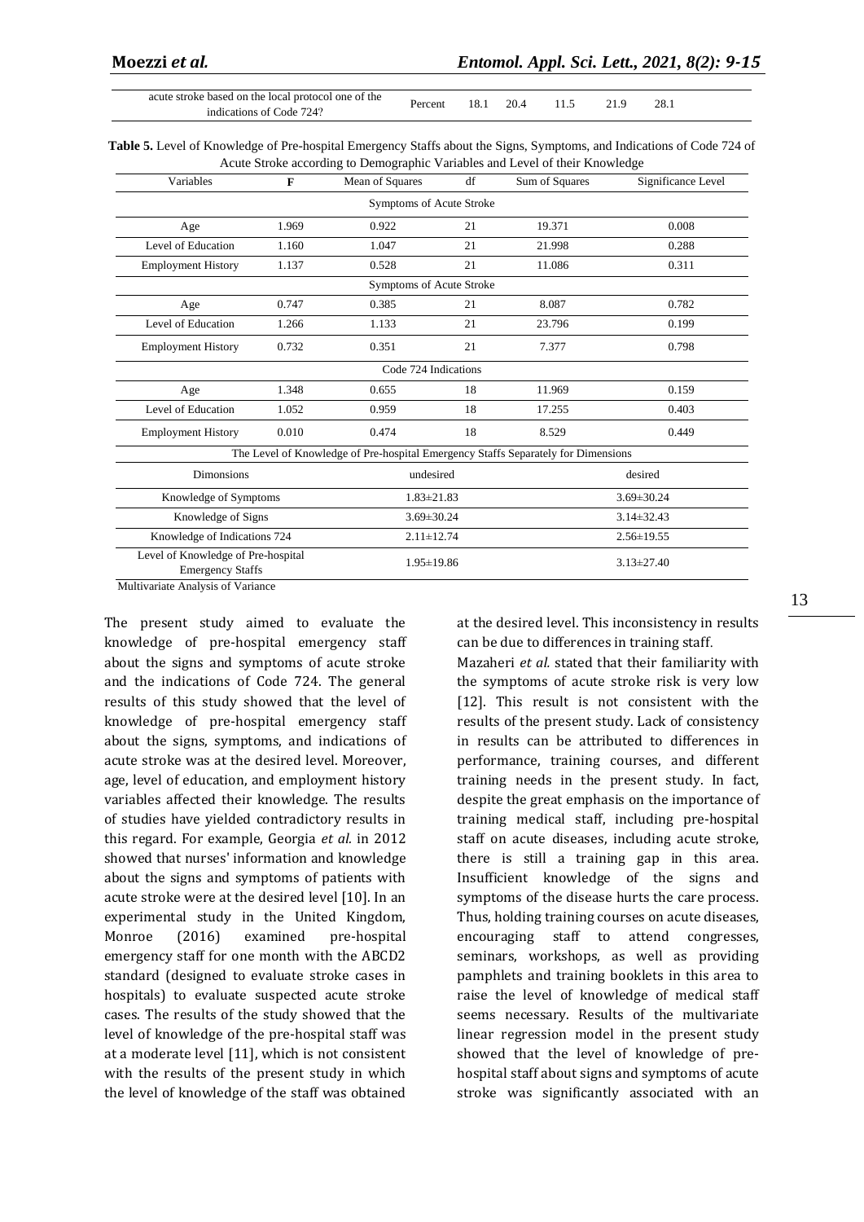| acute stroke based on the local protocol one of the indications of Code 724? | Percent | 18.1 | 20.4 | 11.5 | 21.9 | 28.1 |
|---|---|---|---|---|---|---|

**Table 5.** Level of Knowledge of Pre-hospital Emergency Staffs about the Signs, Symptoms, and Indications of Code 724 of Acute Stroke according to Demographic Variables and Level of their Knowledge

| Variables | F | Mean of Squares | df | Sum of Squares | Significance Level |
|---|---|---|---|---|---|
| | | Symptoms of Acute Stroke | | | |
| Age | 1.969 | 0.922 | 21 | 19.371 | 0.008 |
| Level of Education | 1.160 | 1.047 | 21 | 21.998 | 0.288 |
| Employment History | 1.137 | 0.528 | 21 | 11.086 | 0.311 |
| | | Symptoms of Acute Stroke | | | |
| Age | 0.747 | 0.385 | 21 | 8.087 | 0.782 |
| Level of Education | 1.266 | 1.133 | 21 | 23.796 | 0.199 |
| Employment History | 0.732 | 0.351 | 21 | 7.377 | 0.798 |
| | | Code 724 Indications | | | |
| Age | 1.348 | 0.655 | 18 | 11.969 | 0.159 |
| Level of Education | 1.052 | 0.959 | 18 | 17.255 | 0.403 |
| Employment History | 0.010 | 0.474 | 18 | 8.529 | 0.449 |
| | The Level of Knowledge of Pre-hospital Emergency Staffs Separately for Dimensions | | | | |
| Dimonsions | | undesired | | | desired |
| Knowledge of Symptoms | | 1.83±21.83 | | | 3.69±30.24 |
| Knowledge of Signs | | 3.69±30.24 | | | 3.14±32.43 |
| Knowledge of Indications 724 | | 2.11±12.74 | | | 2.56±19.55 |
| Level of Knowledge of Pre-hospital Emergency Staffs | | 1.95±19.86 | | | 3.13±27.40 |

Multivariate Analysis of Variance

The present study aimed to evaluate the knowledge of pre-hospital emergency staff about the signs and symptoms of acute stroke and the indications of Code 724. The general results of this study showed that the level of knowledge of pre-hospital emergency staff about the signs, symptoms, and indications of acute stroke was at the desired level. Moreover, age, level of education, and employment history variables affected their knowledge. The results of studies have yielded contradictory results in this regard. For example, Georgia *et al.* in 2012 showed that nurses' information and knowledge about the signs and symptoms of patients with acute stroke were at the desired level [10]. In an experimental study in the United Kingdom, Monroe (2016) examined pre-hospital emergency staff for one month with the ABCD2 standard (designed to evaluate stroke cases in hospitals) to evaluate suspected acute stroke cases. The results of the study showed that the level of knowledge of the pre-hospital staff was at a moderate level [11], which is not consistent with the results of the present study in which the level of knowledge of the staff was obtained at the desired level. This inconsistency in results can be due to differences in training staff.

Mazaheri *et al.* stated that their familiarity with the symptoms of acute stroke risk is very low [12]. This result is not consistent with the results of the present study. Lack of consistency in results can be attributed to differences in performance, training courses, and different training needs in the present study. In fact, despite the great emphasis on the importance of training medical staff, including pre-hospital staff on acute diseases, including acute stroke, there is still a training gap in this area. Insufficient knowledge of the signs and symptoms of the disease hurts the care process. Thus, holding training courses on acute diseases, encouraging staff to attend congresses, seminars, workshops, as well as providing pamphlets and training booklets in this area to raise the level of knowledge of medical staff seems necessary. Results of the multivariate linear regression model in the present study showed that the level of knowledge of pre-hospital staff about signs and symptoms of acute stroke was significantly associated with an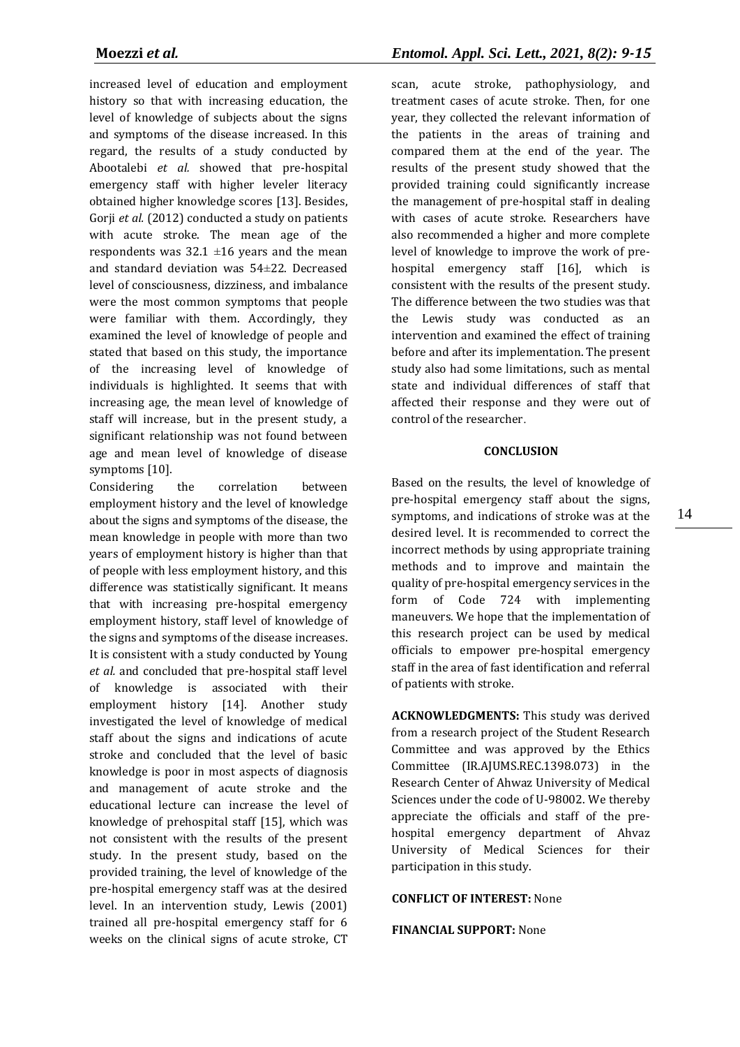increased level of education and employment history so that with increasing education, the level of knowledge of subjects about the signs and symptoms of the disease increased. In this regard, the results of a study conducted by Abootalebi *et al.* showed that pre-hospital emergency staff with higher leveler literacy obtained higher knowledge scores [13]. Besides, Gorji *et al.* (2012) conducted a study on patients with acute stroke. The mean age of the respondents was 32.1 $\pm$16 years and the mean and standard deviation was 54$\pm$22. Decreased level of consciousness, dizziness, and imbalance were the most common symptoms that people were familiar with them. Accordingly, they examined the level of knowledge of people and stated that based on this study, the importance of the increasing level of knowledge of individuals is highlighted. It seems that with increasing age, the mean level of knowledge of staff will increase, but in the present study, a significant relationship was not found between age and mean level of knowledge of disease symptoms [10].

Considering the correlation between employment history and the level of knowledge about the signs and symptoms of the disease, the mean knowledge in people with more than two years of employment history is higher than that of people with less employment history, and this difference was statistically significant. It means that with increasing pre-hospital emergency employment history, staff level of knowledge of the signs and symptoms of the disease increases. It is consistent with a study conducted by Young *et al.* and concluded that pre-hospital staff level of knowledge is associated with their employment history [14]. Another study investigated the level of knowledge of medical staff about the signs and indications of acute stroke and concluded that the level of basic knowledge is poor in most aspects of diagnosis and management of acute stroke and the educational lecture can increase the level of knowledge of prehospital staff [15], which was not consistent with the results of the present study. In the present study, based on the provided training, the level of knowledge of the pre-hospital emergency staff was at the desired level. In an intervention study, Lewis (2001) trained all pre-hospital emergency staff for 6 weeks on the clinical signs of acute stroke, CT scan, acute stroke, pathophysiology, and treatment cases of acute stroke. Then, for one year, they collected the relevant information of the patients in the areas of training and compared them at the end of the year. The results of the present study showed that the provided training could significantly increase the management of pre-hospital staff in dealing with cases of acute stroke. Researchers have also recommended a higher and more complete level of knowledge to improve the work of pre-hospital emergency staff [16], which is consistent with the results of the present study. The difference between the two studies was that the Lewis study was conducted as an intervention and examined the effect of training before and after its implementation. The present study also had some limitations, such as mental state and individual differences of staff that affected their response and they were out of control of the researcher.

## CONCLUSION

Based on the results, the level of knowledge of pre-hospital emergency staff about the signs, symptoms, and indications of stroke was at the desired level. It is recommended to correct the incorrect methods by using appropriate training methods and to improve and maintain the quality of pre-hospital emergency services in the form of Code 724 with implementing maneuvers. We hope that the implementation of this research project can be used by medical officials to empower pre-hospital emergency staff in the area of fast identification and referral of patients with stroke.

**ACKNOWLEDGMENTS:** This study was derived from a research project of the Student Research Committee and was approved by the Ethics Committee (IR.AJUMS.REC.1398.073) in the Research Center of Ahwaz University of Medical Sciences under the code of U-98002. We thereby appreciate the officials and staff of the pre-hospital emergency department of Ahvaz University of Medical Sciences for their participation in this study.

**CONFLICT OF INTEREST:** None

**FINANCIAL SUPPORT:** None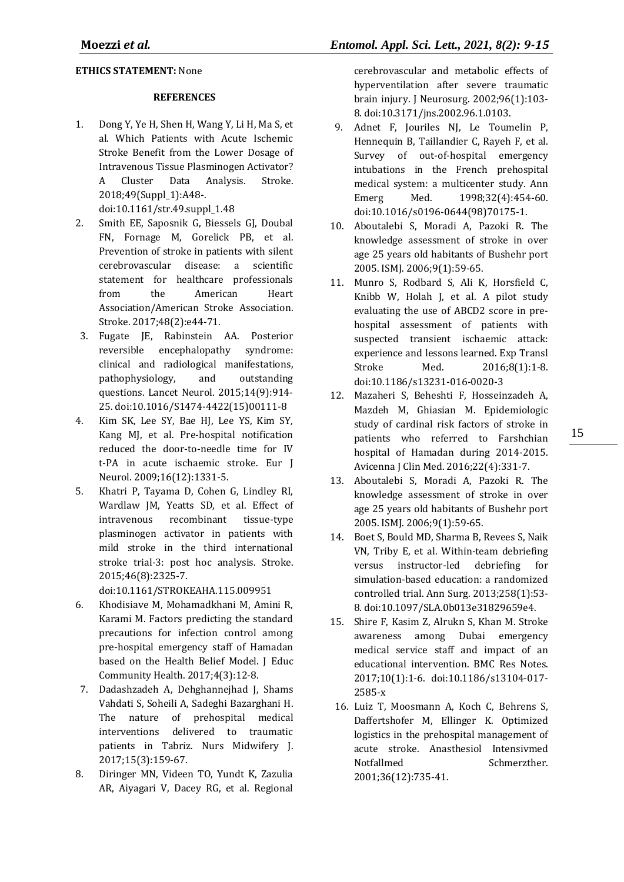**ETHICS STATEMENT:** None

**REFERENCES**

1. Dong Y, Ye H, Shen H, Wang Y, Li H, Ma S, et al. Which Patients with Acute Ischemic Stroke Benefit from the Lower Dosage of Intravenous Tissue Plasminogen Activator? A Cluster Data Analysis. Stroke. 2018;49(Suppl_1):A48-. doi:10.1161/str.49.suppl_1.48
2. Smith EE, Saposnik G, Biessels GJ, Doubal FN, Fornage M, Gorelick PB, et al. Prevention of stroke in patients with silent cerebrovascular disease: a scientific statement for healthcare professionals from the American Heart Association/American Stroke Association. Stroke. 2017;48(2):e44-71.
3. Fugate JE, Rabinstein AA. Posterior reversible encephalopathy syndrome: clinical and radiological manifestations, pathophysiology, and outstanding questions. Lancet Neurol. 2015;14(9):914-25. doi:10.1016/S1474-4422(15)00111-8
4. Kim SK, Lee SY, Bae HJ, Lee YS, Kim SY, Kang MJ, et al. Pre-hospital notification reduced the door-to-needle time for IV t-PA in acute ischaemic stroke. Eur J Neurol. 2009;16(12):1331-5.
5. Khatri P, Tayama D, Cohen G, Lindley RI, Wardlaw JM, Yeatts SD, et al. Effect of intravenous recombinant tissue-type plasminogen activator in patients with mild stroke in the third international stroke trial-3: post hoc analysis. Stroke. 2015;46(8):2325-7. doi:10.1161/STROKEAHA.115.009951
6. Khodisiave M, Mohamadkhani M, Amini R, Karami M. Factors predicting the standard precautions for infection control among pre-hospital emergency staff of Hamadan based on the Health Belief Model. J Educ Community Health. 2017;4(3):12-8.
7. Dadashzadeh A, Dehghannejhad J, Shams Vahdati S, Soheili A, Sadeghi Bazarghani H. The nature of prehospital medical interventions delivered to traumatic patients in Tabriz. Nurs Midwifery J. 2017;15(3):159-67.
8. Diringer MN, Videen TO, Yundt K, Zazulia AR, Aiyagari V, Dacey RG, et al. Regional cerebrovascular and metabolic effects of hyperventilation after severe traumatic brain injury. J Neurosurg. 2002;96(1):103-8. doi:10.3171/jns.2002.96.1.0103.
9. Adnet F, Jouriles NJ, Le Toumelin P, Hennequin B, Taillandier C, Rayeh F, et al. Survey of out-of-hospital emergency intubations in the French prehospital medical system: a multicenter study. Ann Emerg Med. 1998;32(4):454-60. doi:10.1016/s0196-0644(98)70175-1.
10. Aboutalebi S, Moradi A, Pazoki R. The knowledge assessment of stroke in over age 25 years old habitants of Bushehr port 2005. ISMJ. 2006;9(1):59-65.
11. Munro S, Rodbard S, Ali K, Horsfield C, Knibb W, Holah J, et al. A pilot study evaluating the use of ABCD2 score in pre-hospital assessment of patients with suspected transient ischaemic attack: experience and lessons learned. Exp Transl Stroke Med. 2016;8(1):1-8. doi:10.1186/s13231-016-0020-3
12. Mazaheri S, Beheshti F, Hosseinzadeh A, Mazdeh M, Ghiasian M. Epidemiologic study of cardinal risk factors of stroke in patients who referred to Farshchian hospital of Hamadan during 2014-2015. Avicenna J Clin Med. 2016;22(4):331-7.
13. Aboutalebi S, Moradi A, Pazoki R. The knowledge assessment of stroke in over age 25 years old habitants of Bushehr port 2005. ISMJ. 2006;9(1):59-65.
14. Boet S, Bould MD, Sharma B, Revees S, Naik VN, Triby E, et al. Within-team debriefing versus instructor-led debriefing for simulation-based education: a randomized controlled trial. Ann Surg. 2013;258(1):53-8. doi:10.1097/SLA.0b013e31829659e4.
15. Shire F, Kasim Z, Alrukn S, Khan M. Stroke awareness among Dubai emergency medical service staff and impact of an educational intervention. BMC Res Notes. 2017;10(1):1-6. doi:10.1186/s13104-017-2585-x
16. Luiz T, Moosmann A, Koch C, Behrens S, Daffertshofer M, Ellinger K. Optimized logistics in the prehospital management of acute stroke. Anasthesiol Intensivmed Notfallmed Schmerzther. 2001;36(12):735-41.